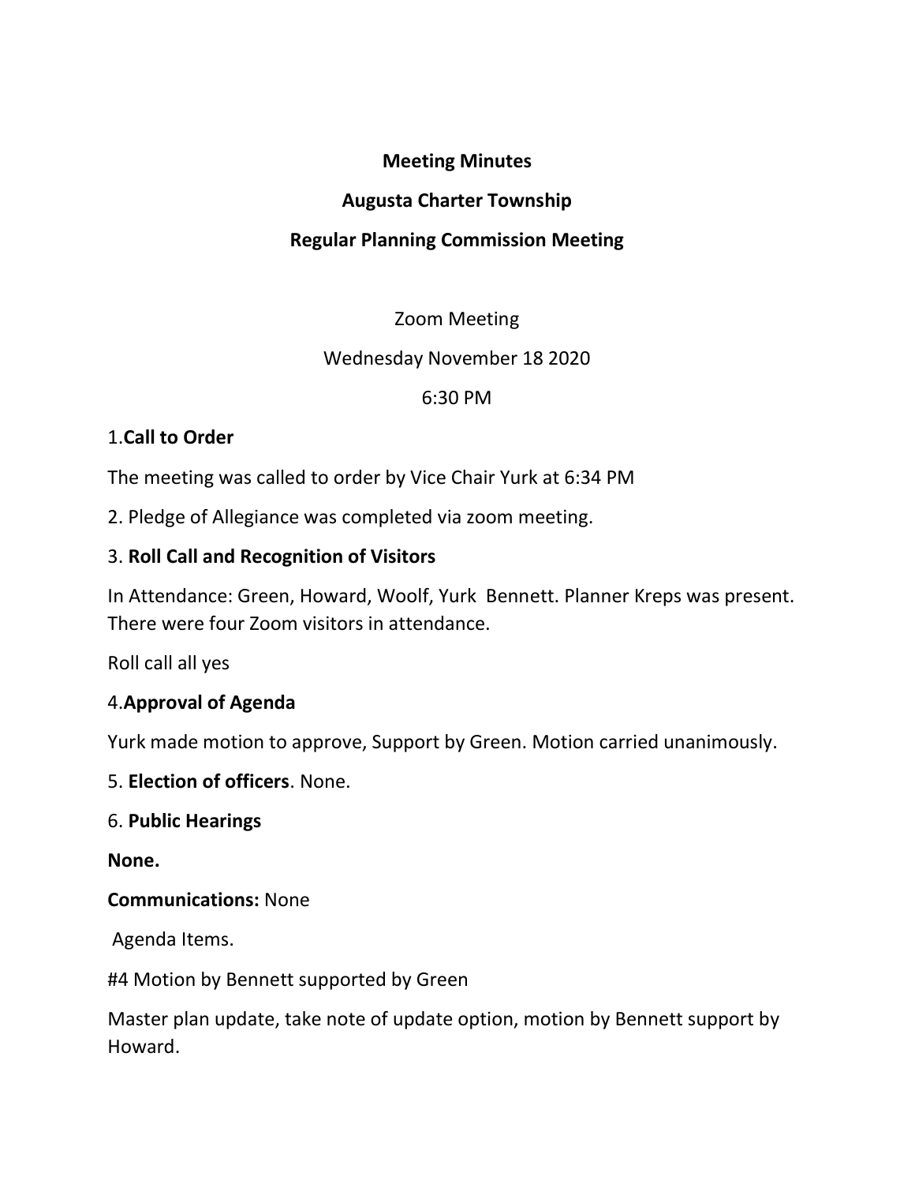**Meeting Minutes**

**Augusta Charter Township**

**Regular Planning Commission Meeting**

Zoom Meeting

Wednesday November 18 2020

6:30 PM

1.**Call to Order**

The meeting was called to order by Vice Chair Yurk at 6:34 PM

2. Pledge of Allegiance was completed via zoom meeting.

3. **Roll Call and Recognition of Visitors**

In Attendance: Green, Howard, Woolf, Yurk Bennett. Planner Kreps was present. There were four Zoom visitors in attendance.

Roll call all yes

4.**Approval of Agenda**

Yurk made motion to approve, Support by Green. Motion carried unanimously.

5. **Election of officers**. None.

6. **Public Hearings**

**None.**

**Communications:** None

Agenda Items.

#4 Motion by Bennett supported by Green

Master plan update, take note of update option, motion by Bennett support by Howard.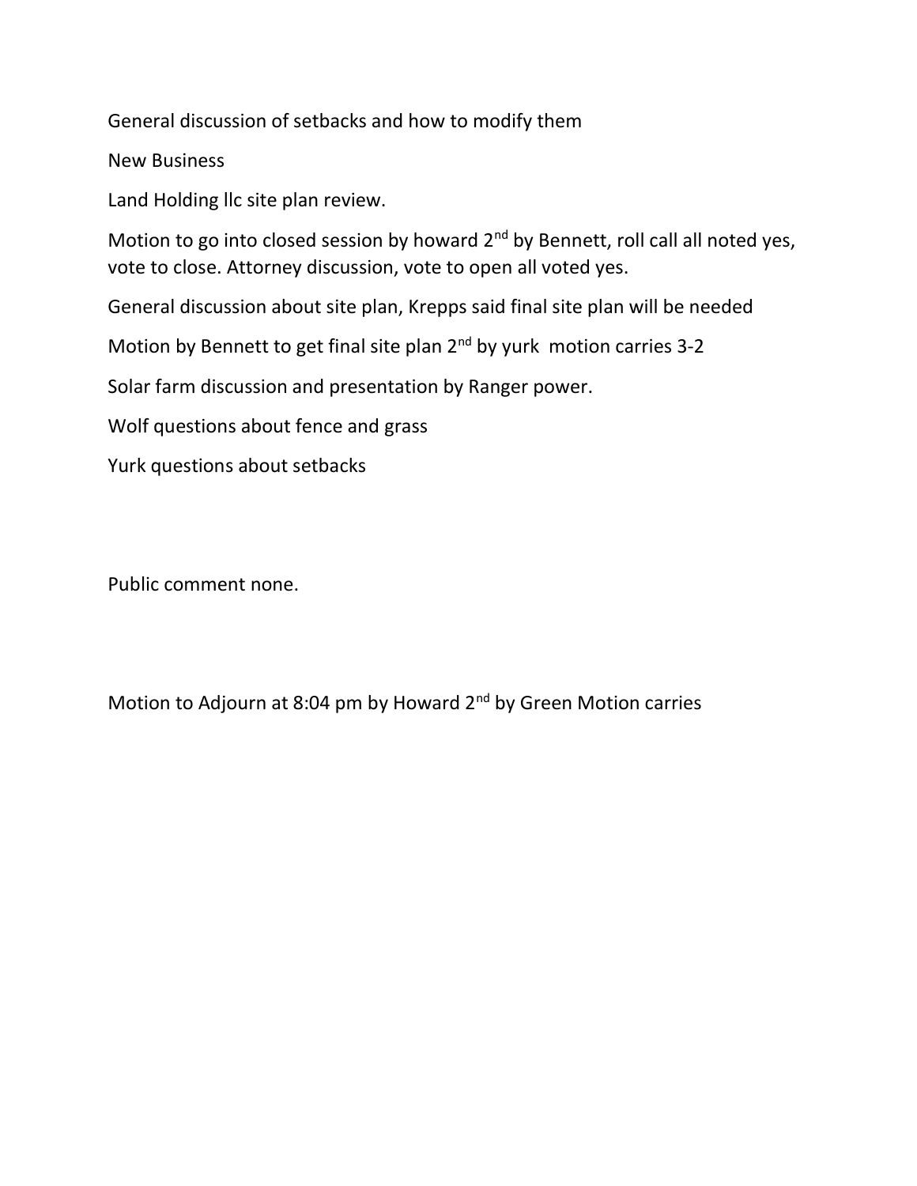General discussion of setbacks and how to modify them

New Business

Land Holding llc site plan review.

Motion to go into closed session by howard 2nd by Bennett, roll call all noted yes, vote to close. Attorney discussion, vote to open all voted yes.

General discussion about site plan, Krepps said final site plan will be needed

Motion by Bennett to get final site plan 2nd by yurk motion carries 3-2

Solar farm discussion and presentation by Ranger power.

Wolf questions about fence and grass

Yurk questions about setbacks

Public comment none.

Motion to Adjourn at 8:04 pm by Howard 2nd by Green Motion carries